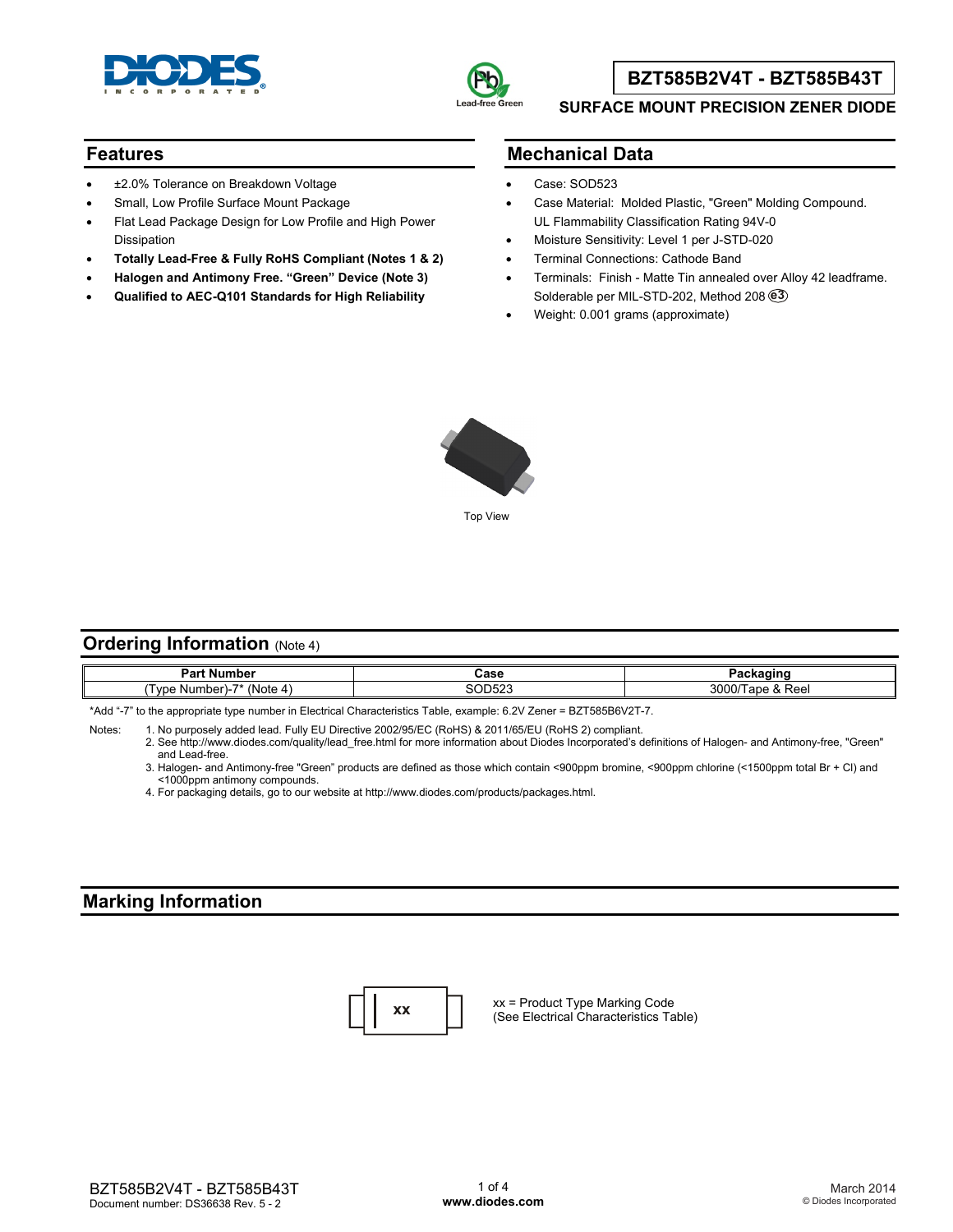# BZT585B2V4T - BZT585B43T

## SURFACE MOUNT PRECISION ZENER DIODE

## Features

- ±2.0% Tolerance on Breakdown Voltage
- Small, Low Profile Surface Mount Package
- Flat Lead Package Design for Low Profile and High Power Dissipation
- **Totally Lead-Free & Fully RoHS Compliant (Notes 1 & 2)**
- **Halogen and Antimony Free. "Green" Device (Note 3)**
- **Qualified to AEC-Q101 Standards for High Reliability**

## Mechanical Data

- Case: SOD523
- Case Material: Molded Plastic, "Green" Molding Compound. UL Flammability Classification Rating 94V-0
- Moisture Sensitivity: Level 1 per J-STD-020
- Terminal Connections: Cathode Band
- Terminals: Finish - Matte Tin annealed over Alloy 42 leadframe. Solderable per MIL-STD-202, Method 208 (e3)
- Weight: 0.001 grams (approximate)

Top View

## Ordering Information (Note 4)

| Part Number | Case | Packaging |
|---|---|---|
| (Type Number)-7* (Note 4) | SOD523 | 3000/Tape & Reel |

*Add "-7" to the appropriate type number in Electrical Characteristics Table, example: 6.2V Zener = BZT585B6V2T-7.

Notes:
1. No purposely added lead. Fully EU Directive 2002/95/EC (RoHS) & 2011/65/EU (RoHS 2) compliant.
2. See http://www.diodes.com/quality/lead_free.html for more information about Diodes Incorporated's definitions of Halogen- and Antimony-free, "Green" and Lead-free.
3. Halogen- and Antimony-free "Green" products are defined as those which contain <900ppm bromine, <900ppm chlorine (<1500ppm total Br + Cl) and <1000ppm antimony compounds.
4. For packaging details, go to our website at http://www.diodes.com/products/packages.html.

## Marking Information

xx

xx = Product Type Marking Code
(See Electrical Characteristics Table)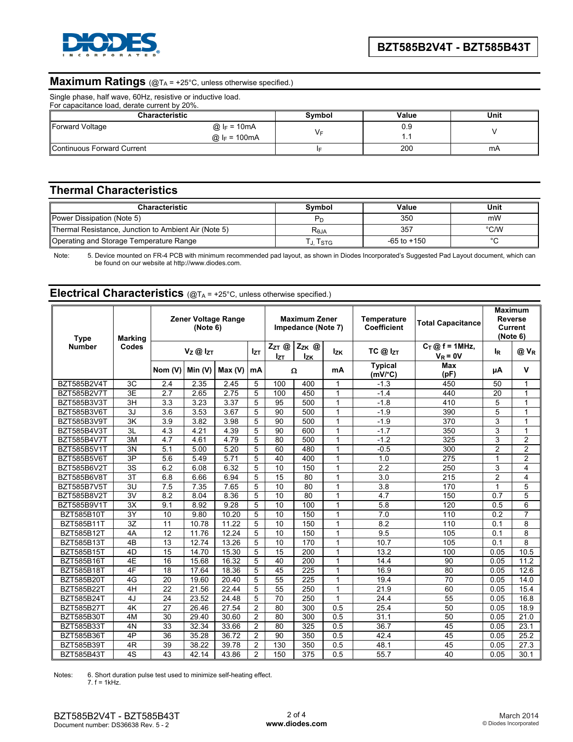## Maximum Ratings (@$T_A$ = +25°C, unless otherwise specified.)

Single phase, half wave, 60Hz, resistive or inductive load.
For capacitance load, derate current by 20%.

| Characteristic | | Symbol | Value | Unit |
|---|---|---|---|---|
| Forward Voltage | @ $I_F$ = 10mA | $V_F$ | 0.9 | V |
| | @ $I_F$ = 100mA | | 1.1 | |
| Continuous Forward Current | | $I_F$ | 200 | mA |

## Thermal Characteristics

| Characteristic | Symbol | Value | Unit |
|---|---|---|---|
| Power Dissipation (Note 5) | $P_D$ | 350 | mW |
| Thermal Resistance, Junction to Ambient Air (Note 5) | $R_{\theta JA}$ | 357 | °C/W |
| Operating and Storage Temperature Range | $T_J$, $T_{STG}$ | -65 to +150 | °C |

Note: 5. Device mounted on FR-4 PCB with minimum recommended pad layout, as shown in Diodes Incorporated's Suggested Pad Layout document, which can be found on our website at http://www.diodes.com.

## Electrical Characteristics (@$T_A$ = +25°C, unless otherwise specified.)

| Type Number | Marking Codes | Zener Voltage Range (Note 6) | | | | Maximum Zener Impedance (Note 7) | | | Temperature Coefficient | Total Capacitance | Maximum Reverse Current (Note 6) | |
|---|---|---|---|---|---|---|---|---|---|---|---|---|
| | | $V_Z$ @ $I_{ZT}$ | | | $I_{ZT}$ | $Z_{ZT}$ @ $I_{ZT}$ | $Z_{ZK}$ @ $I_{ZK}$ | $I_{ZK}$ | TC @ $I_{ZT}$ | $C_T$ @ f = 1MHz, $V_R$ = 0V | $I_R$ | @ $V_R$ |
| | | Nom (V) | Min (V) | Max (V) | mA | Ω | | mA | Typical (mV/°C) | Max (pF) | µA | V |
| BZT585B2V4T | 3C | 2.4 | 2.35 | 2.45 | 5 | 100 | 400 | 1 | -1.3 | 450 | 50 | 1 |
| BZT585B2V7T | 3E | 2.7 | 2.65 | 2.75 | 5 | 100 | 450 | 1 | -1.4 | 440 | 20 | 1 |
| BZT585B3V3T | 3H | 3.3 | 3.23 | 3.37 | 5 | 95 | 500 | 1 | -1.8 | 410 | 5 | 1 |
| BZT585B3V6T | 3J | 3.6 | 3.53 | 3.67 | 5 | 90 | 500 | 1 | -1.9 | 390 | 5 | 1 |
| BZT585B3V9T | 3K | 3.9 | 3.82 | 3.98 | 5 | 90 | 500 | 1 | -1.9 | 370 | 3 | 1 |
| BZT585B4V3T | 3L | 4.3 | 4.21 | 4.39 | 5 | 90 | 600 | 1 | -1.7 | 350 | 3 | 1 |
| BZT585B4V7T | 3M | 4.7 | 4.61 | 4.79 | 5 | 80 | 500 | 1 | -1.2 | 325 | 3 | 2 |
| BZT585B5V1T | 3N | 5.1 | 5.00 | 5.20 | 5 | 60 | 480 | 1 | -0.5 | 300 | 2 | 2 |
| BZT585B5V6T | 3P | 5.6 | 5.49 | 5.71 | 5 | 40 | 400 | 1 | 1.0 | 275 | 1 | 2 |
| BZT585B6V2T | 3S | 6.2 | 6.08 | 6.32 | 5 | 10 | 150 | 1 | 2.2 | 250 | 3 | 4 |
| BZT585B6V8T | 3T | 6.8 | 6.66 | 6.94 | 5 | 15 | 80 | 1 | 3.0 | 215 | 2 | 4 |
| BZT585B7V5T | 3U | 7.5 | 7.35 | 7.65 | 5 | 10 | 80 | 1 | 3.8 | 170 | 1 | 5 |
| BZT585B8V2T | 3V | 8.2 | 8.04 | 8.36 | 5 | 10 | 80 | 1 | 4.7 | 150 | 0.7 | 5 |
| BZT585B9V1T | 3X | 9.1 | 8.92 | 9.28 | 5 | 10 | 100 | 1 | 5.8 | 120 | 0.5 | 6 |
| BZT585B10T | 3Y | 10 | 9.80 | 10.20 | 5 | 10 | 150 | 1 | 7.0 | 110 | 0.2 | 7 |
| BZT585B11T | 3Z | 11 | 10.78 | 11.22 | 5 | 10 | 150 | 1 | 8.2 | 110 | 0.1 | 8 |
| BZT585B12T | 4A | 12 | 11.76 | 12.24 | 5 | 10 | 150 | 1 | 9.5 | 105 | 0.1 | 8 |
| BZT585B13T | 4B | 13 | 12.74 | 13.26 | 5 | 10 | 170 | 1 | 10.7 | 105 | 0.1 | 8 |
| BZT585B15T | 4D | 15 | 14.70 | 15.30 | 5 | 15 | 200 | 1 | 13.2 | 100 | 0.05 | 10.5 |
| BZT585B16T | 4E | 16 | 15.68 | 16.32 | 5 | 40 | 200 | 1 | 14.4 | 90 | 0.05 | 11.2 |
| BZT585B18T | 4F | 18 | 17.64 | 18.36 | 5 | 45 | 225 | 1 | 16.9 | 80 | 0.05 | 12.6 |
| BZT585B20T | 4G | 20 | 19.60 | 20.40 | 5 | 55 | 225 | 1 | 19.4 | 70 | 0.05 | 14.0 |
| BZT585B22T | 4H | 22 | 21.56 | 22.44 | 5 | 55 | 250 | 1 | 21.9 | 60 | 0.05 | 15.4 |
| BZT585B24T | 4J | 24 | 23.52 | 24.48 | 5 | 70 | 250 | 1 | 24.4 | 55 | 0.05 | 16.8 |
| BZT585B27T | 4K | 27 | 26.46 | 27.54 | 2 | 80 | 300 | 0.5 | 25.4 | 50 | 0.05 | 18.9 |
| BZT585B30T | 4M | 30 | 29.40 | 30.60 | 2 | 80 | 300 | 0.5 | 31.1 | 50 | 0.05 | 21.0 |
| BZT585B33T | 4N | 33 | 32.34 | 33.66 | 2 | 80 | 325 | 0.5 | 36.7 | 45 | 0.05 | 23.1 |
| BZT585B36T | 4P | 36 | 35.28 | 36.72 | 2 | 90 | 350 | 0.5 | 42.4 | 45 | 0.05 | 25.2 |
| BZT585B39T | 4R | 39 | 38.22 | 39.78 | 2 | 130 | 350 | 0.5 | 48.1 | 45 | 0.05 | 27.3 |
| BZT585B43T | 4S | 43 | 42.14 | 43.86 | 2 | 150 | 375 | 0.5 | 55.7 | 40 | 0.05 | 30.1 |

Notes: 6. Short duration pulse test used to minimize self-heating effect.
7. f = 1kHz.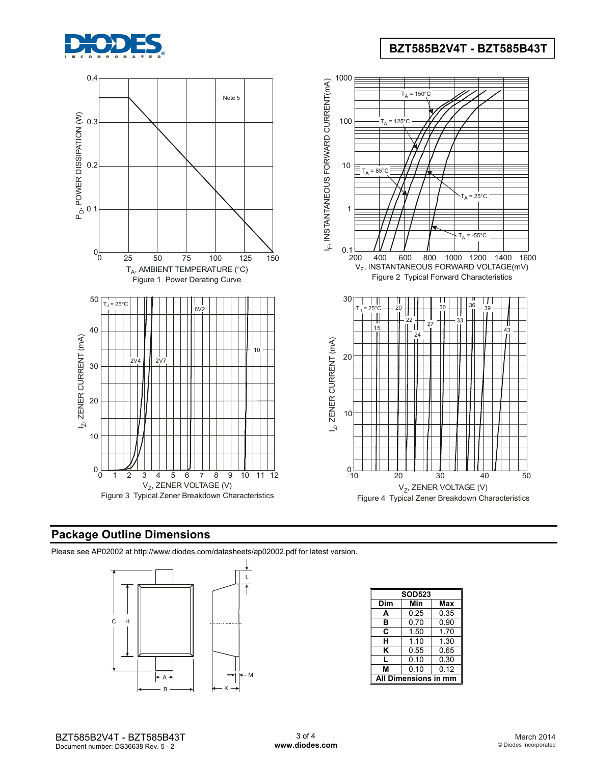Figure 1 Power Derating Curve

Figure 2 Typical Forward Characteristics

Figure 3 Typical Zener Breakdown Characteristics

Figure 4 Typical Zener Breakdown Characteristics

## Package Outline Dimensions

Please see AP02002 at http://www.diodes.com/datasheets/ap02002.pdf for latest version.

| SOD523 | | |
|---|---|---|
| **Dim** | **Min** | **Max** |
| **A** | 0.25 | 0.35 |
| **B** | 0.70 | 0.90 |
| **C** | 1.50 | 1.70 |
| **H** | 1.10 | 1.30 |
| **K** | 0.55 | 0.65 |
| **L** | 0.10 | 0.30 |
| **M** | 0.10 | 0.12 |
| **All Dimensions in mm** | | |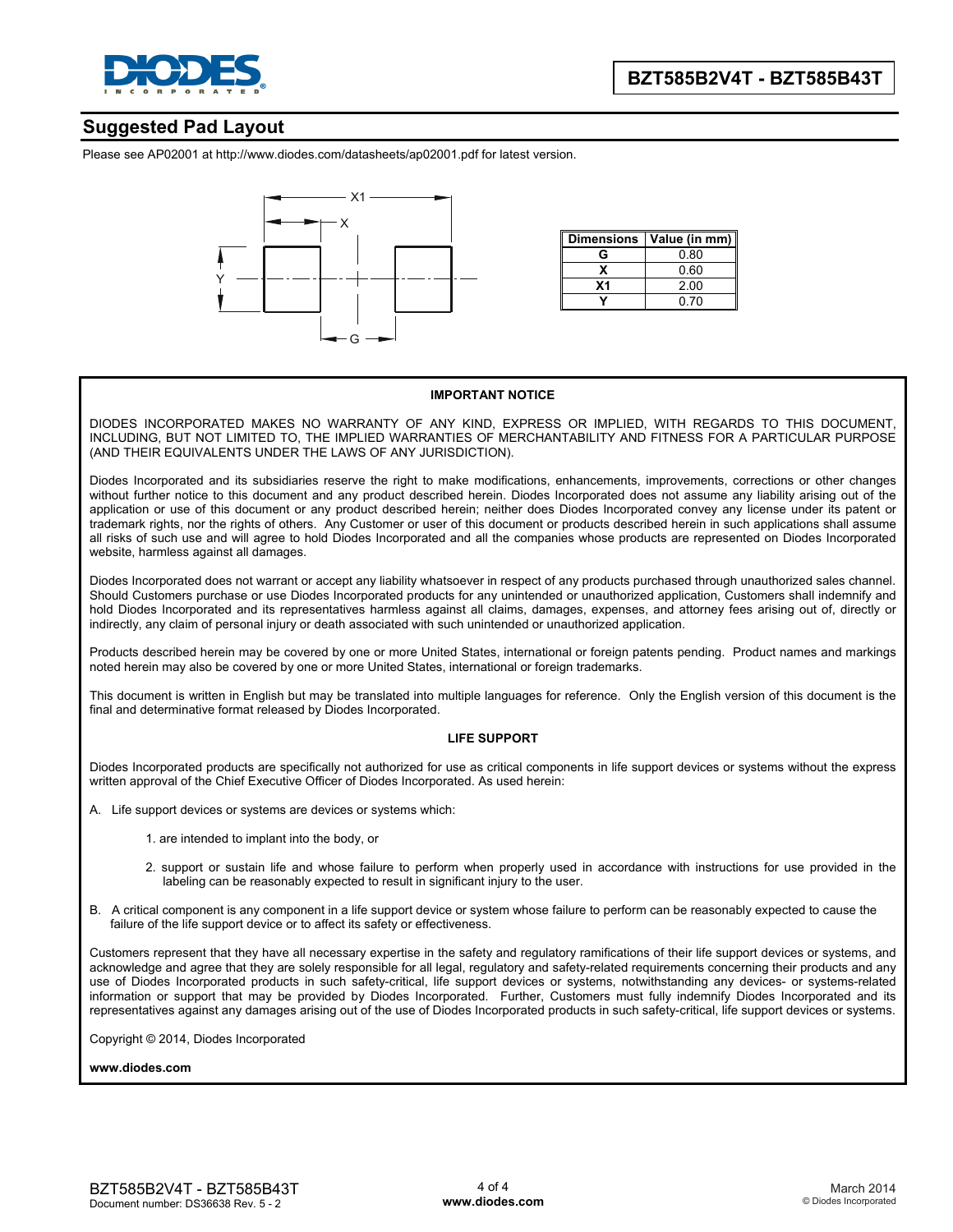## Suggested Pad Layout

Please see AP02001 at http://www.diodes.com/datasheets/ap02001.pdf for latest version.

X1
X
Y
G

| Dimensions | Value (in mm) |
|---|---|
| G | 0.80 |
| X | 0.60 |
| X1 | 2.00 |
| Y | 0.70 |

**IMPORTANT NOTICE**

DIODES INCORPORATED MAKES NO WARRANTY OF ANY KIND, EXPRESS OR IMPLIED, WITH REGARDS TO THIS DOCUMENT, INCLUDING, BUT NOT LIMITED TO, THE IMPLIED WARRANTIES OF MERCHANTABILITY AND FITNESS FOR A PARTICULAR PURPOSE (AND THEIR EQUIVALENTS UNDER THE LAWS OF ANY JURISDICTION).

Diodes Incorporated and its subsidiaries reserve the right to make modifications, enhancements, improvements, corrections or other changes without further notice to this document and any product described herein. Diodes Incorporated does not assume any liability arising out of the application or use of this document or any product described herein; neither does Diodes Incorporated convey any license under its patent or trademark rights, nor the rights of others. Any Customer or user of this document or products described herein in such applications shall assume all risks of such use and will agree to hold Diodes Incorporated and all the companies whose products are represented on Diodes Incorporated website, harmless against all damages.

Diodes Incorporated does not warrant or accept any liability whatsoever in respect of any products purchased through unauthorized sales channel. Should Customers purchase or use Diodes Incorporated products for any unintended or unauthorized application, Customers shall indemnify and hold Diodes Incorporated and its representatives harmless against all claims, damages, expenses, and attorney fees arising out of, directly or indirectly, any claim of personal injury or death associated with such unintended or unauthorized application.

Products described herein may be covered by one or more United States, international or foreign patents pending. Product names and markings noted herein may also be covered by one or more United States, international or foreign trademarks.

This document is written in English but may be translated into multiple languages for reference. Only the English version of this document is the final and determinative format released by Diodes Incorporated.

**LIFE SUPPORT**

Diodes Incorporated products are specifically not authorized for use as critical components in life support devices or systems without the express written approval of the Chief Executive Officer of Diodes Incorporated. As used herein:

A. Life support devices or systems are devices or systems which:

1. are intended to implant into the body, or
2. support or sustain life and whose failure to perform when properly used in accordance with instructions for use provided in the labeling can be reasonably expected to result in significant injury to the user.

B. A critical component is any component in a life support device or system whose failure to perform can be reasonably expected to cause the failure of the life support device or to affect its safety or effectiveness.

Customers represent that they have all necessary expertise in the safety and regulatory ramifications of their life support devices or systems, and acknowledge and agree that they are solely responsible for all legal, regulatory and safety-related requirements concerning their products and any use of Diodes Incorporated products in such safety-critical, life support devices or systems, notwithstanding any devices- or systems-related information or support that may be provided by Diodes Incorporated. Further, Customers must fully indemnify Diodes Incorporated and its representatives against any damages arising out of the use of Diodes Incorporated products in such safety-critical, life support devices or systems.

Copyright © 2014, Diodes Incorporated

**www.diodes.com**